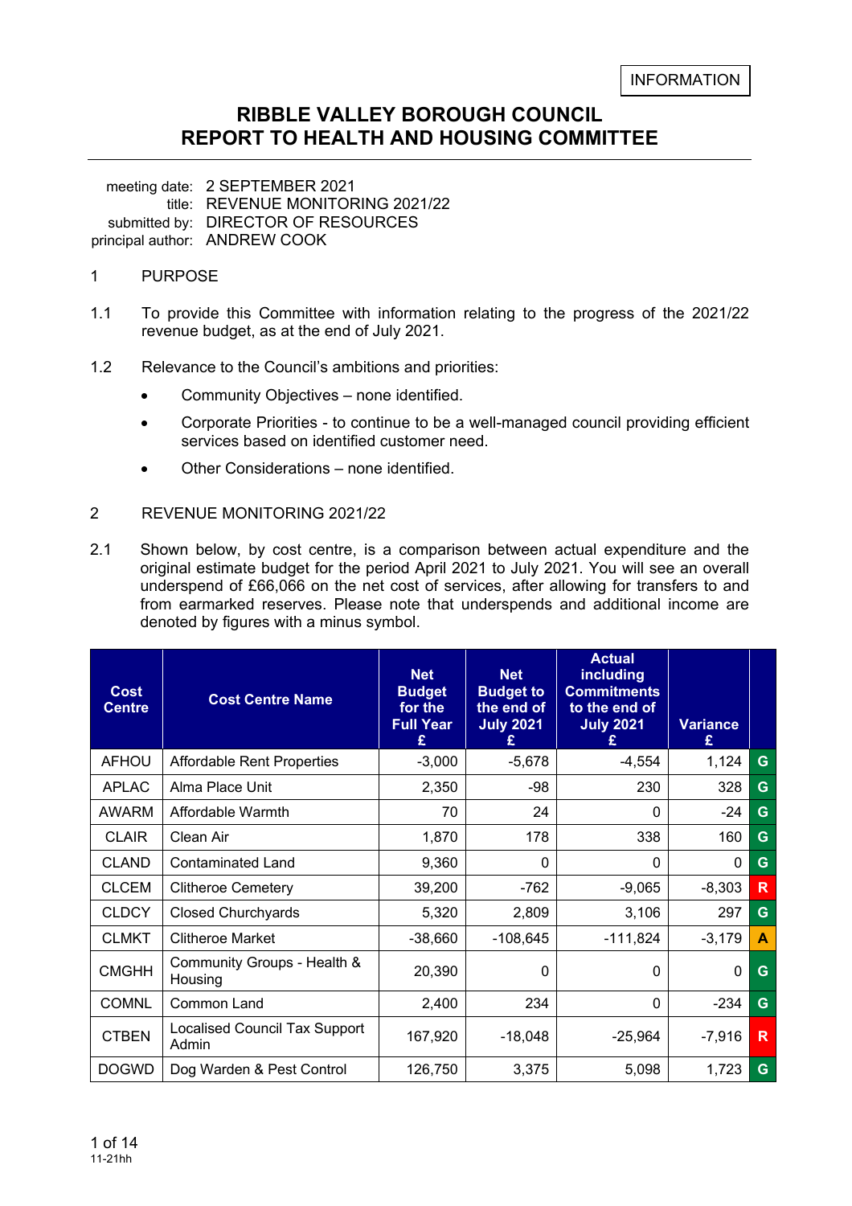INFORMATION

# RIBBLE VALLEY BOROUGH COUNCIL
# REPORT TO HEALTH AND HOUSING COMMITTEE

meeting date: 2 SEPTEMBER 2021
title: REVENUE MONITORING 2021/22
submitted by: DIRECTOR OF RESOURCES
principal author: ANDREW COOK

## 1 PURPOSE

1.1 To provide this Committee with information relating to the progress of the 2021/22 revenue budget, as at the end of July 2021.

1.2 Relevance to the Council's ambitions and priorities:

- Community Objectives – none identified.
- Corporate Priorities - to continue to be a well-managed council providing efficient services based on identified customer need.
- Other Considerations – none identified.

## 2 REVENUE MONITORING 2021/22

2.1 Shown below, by cost centre, is a comparison between actual expenditure and the original estimate budget for the period April 2021 to July 2021. You will see an overall underspend of £66,066 on the net cost of services, after allowing for transfers to and from earmarked reserves. Please note that underspends and additional income are denoted by figures with a minus symbol.

| Cost Centre | Cost Centre Name | Net Budget for the Full Year £ | Net Budget to the end of July 2021 £ | Actual including Commitments to the end of July 2021 £ | Variance £ | |
|---|---|---|---|---|---|---|
| AFHOU | Affordable Rent Properties | -3,000 | -5,678 | -4,554 | 1,124 | G |
| APLAC | Alma Place Unit | 2,350 | -98 | 230 | 328 | G |
| AWARM | Affordable Warmth | 70 | 24 | 0 | -24 | G |
| CLAIR | Clean Air | 1,870 | 178 | 338 | 160 | G |
| CLAND | Contaminated Land | 9,360 | 0 | 0 | 0 | G |
| CLCEM | Clitheroe Cemetery | 39,200 | -762 | -9,065 | -8,303 | R |
| CLDCY | Closed Churchyards | 5,320 | 2,809 | 3,106 | 297 | G |
| CLMKT | Clitheroe Market | -38,660 | -108,645 | -111,824 | -3,179 | A |
| CMGHH | Community Groups - Health & Housing | 20,390 | 0 | 0 | 0 | G |
| COMNL | Common Land | 2,400 | 234 | 0 | -234 | G |
| CTBEN | Localised Council Tax Support Admin | 167,920 | -18,048 | -25,964 | -7,916 | R |
| DOGWD | Dog Warden & Pest Control | 126,750 | 3,375 | 5,098 | 1,723 | G |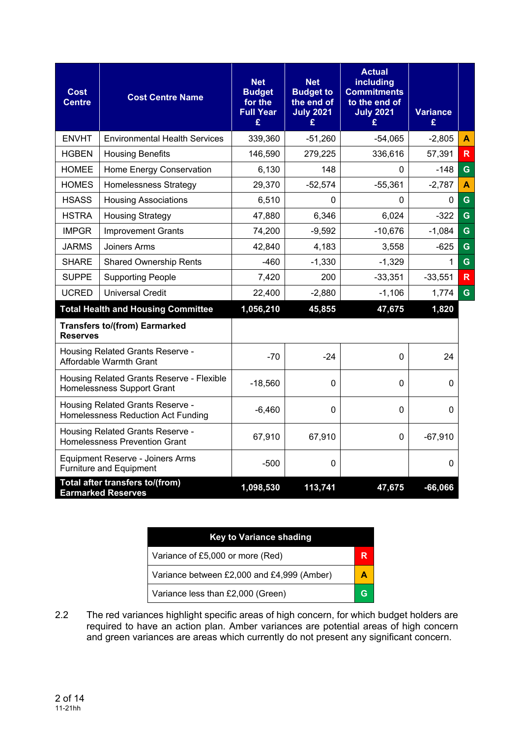| Cost Centre | Cost Centre Name | Net Budget for the Full Year £ | Net Budget to the end of July 2021 £ | Actual including Commitments to the end of July 2021 £ | Variance £ | |
|---|---|---|---|---|---|---|
| ENVHT | Environmental Health Services | 339,360 | -51,260 | -54,065 | -2,805 | A |
| HGBEN | Housing Benefits | 146,590 | 279,225 | 336,616 | 57,391 | R |
| HOMEE | Home Energy Conservation | 6,130 | 148 | 0 | -148 | G |
| HOMES | Homelessness Strategy | 29,370 | -52,574 | -55,361 | -2,787 | A |
| HSASS | Housing Associations | 6,510 | 0 | 0 | 0 | G |
| HSTRA | Housing Strategy | 47,880 | 6,346 | 6,024 | -322 | G |
| IMPGR | Improvement Grants | 74,200 | -9,592 | -10,676 | -1,084 | G |
| JARMS | Joiners Arms | 42,840 | 4,183 | 3,558 | -625 | G |
| SHARE | Shared Ownership Rents | -460 | -1,330 | -1,329 | 1 | G |
| SUPPE | Supporting People | 7,420 | 200 | -33,351 | -33,551 | R |
| UCRED | Universal Credit | 22,400 | -2,880 | -1,106 | 1,774 | G |
| **Total Health and Housing Committee** | | **1,056,210** | **45,855** | **47,675** | **1,820** | |
| **Transfers to/(from) Earmarked Reserves** | | | | | | |
| Housing Related Grants Reserve - Affordable Warmth Grant | | -70 | -24 | 0 | 24 | |
| Housing Related Grants Reserve - Flexible Homelessness Support Grant | | -18,560 | 0 | 0 | 0 | |
| Housing Related Grants Reserve - Homelessness Reduction Act Funding | | -6,460 | 0 | 0 | 0 | |
| Housing Related Grants Reserve - Homelessness Prevention Grant | | 67,910 | 67,910 | 0 | -67,910 | |
| Equipment Reserve - Joiners Arms Furniture and Equipment | | -500 | 0 | | 0 | |
| **Total after transfers to/(from) Earmarked Reserves** | | **1,098,530** | **113,741** | **47,675** | **-66,066** | |

| Key to Variance shading | |
|---|---|
| Variance of £5,000 or more (Red) | R |
| Variance between £2,000 and £4,999 (Amber) | A |
| Variance less than £2,000 (Green) | G |

2.2 The red variances highlight specific areas of high concern, for which budget holders are required to have an action plan. Amber variances are potential areas of high concern and green variances are areas which currently do not present any significant concern.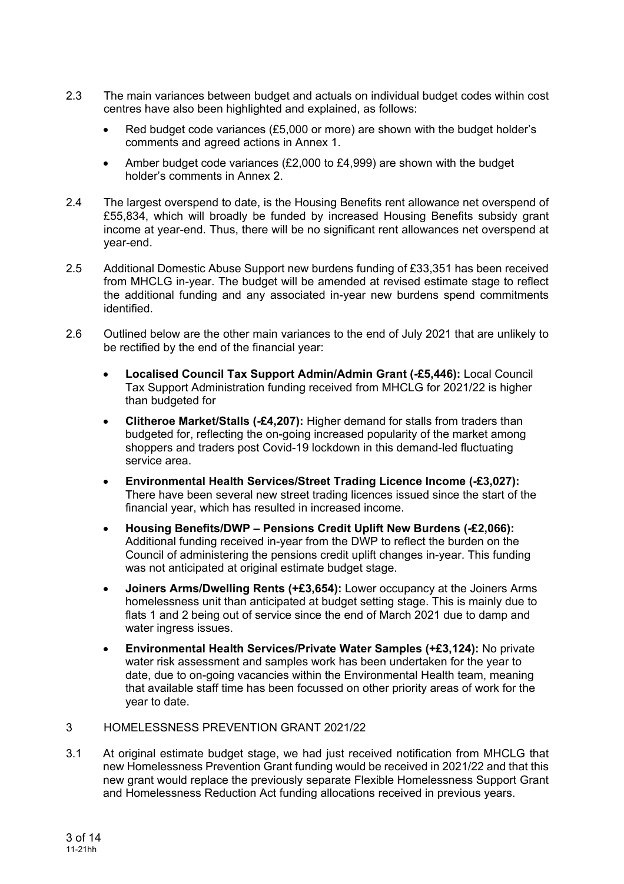2.3 The main variances between budget and actuals on individual budget codes within cost centres have also been highlighted and explained, as follows:

- Red budget code variances (£5,000 or more) are shown with the budget holder's comments and agreed actions in Annex 1.
- Amber budget code variances (£2,000 to £4,999) are shown with the budget holder's comments in Annex 2.

2.4 The largest overspend to date, is the Housing Benefits rent allowance net overspend of £55,834, which will broadly be funded by increased Housing Benefits subsidy grant income at year-end. Thus, there will be no significant rent allowances net overspend at year-end.

2.5 Additional Domestic Abuse Support new burdens funding of £33,351 has been received from MHCLG in-year. The budget will be amended at revised estimate stage to reflect the additional funding and any associated in-year new burdens spend commitments identified.

2.6 Outlined below are the other main variances to the end of July 2021 that are unlikely to be rectified by the end of the financial year:

- **Localised Council Tax Support Admin/Admin Grant (-£5,446):** Local Council Tax Support Administration funding received from MHCLG for 2021/22 is higher than budgeted for
- **Clitheroe Market/Stalls (-£4,207):** Higher demand for stalls from traders than budgeted for, reflecting the on-going increased popularity of the market among shoppers and traders post Covid-19 lockdown in this demand-led fluctuating service area.
- **Environmental Health Services/Street Trading Licence Income (-£3,027):** There have been several new street trading licences issued since the start of the financial year, which has resulted in increased income.
- **Housing Benefits/DWP – Pensions Credit Uplift New Burdens (-£2,066):** Additional funding received in-year from the DWP to reflect the burden on the Council of administering the pensions credit uplift changes in-year. This funding was not anticipated at original estimate budget stage.
- **Joiners Arms/Dwelling Rents (+£3,654):** Lower occupancy at the Joiners Arms homelessness unit than anticipated at budget setting stage. This is mainly due to flats 1 and 2 being out of service since the end of March 2021 due to damp and water ingress issues.
- **Environmental Health Services/Private Water Samples (+£3,124):** No private water risk assessment and samples work has been undertaken for the year to date, due to on-going vacancies within the Environmental Health team, meaning that available staff time has been focussed on other priority areas of work for the year to date.

## 3 HOMELESSNESS PREVENTION GRANT 2021/22

3.1 At original estimate budget stage, we had just received notification from MHCLG that new Homelessness Prevention Grant funding would be received in 2021/22 and that this new grant would replace the previously separate Flexible Homelessness Support Grant and Homelessness Reduction Act funding allocations received in previous years.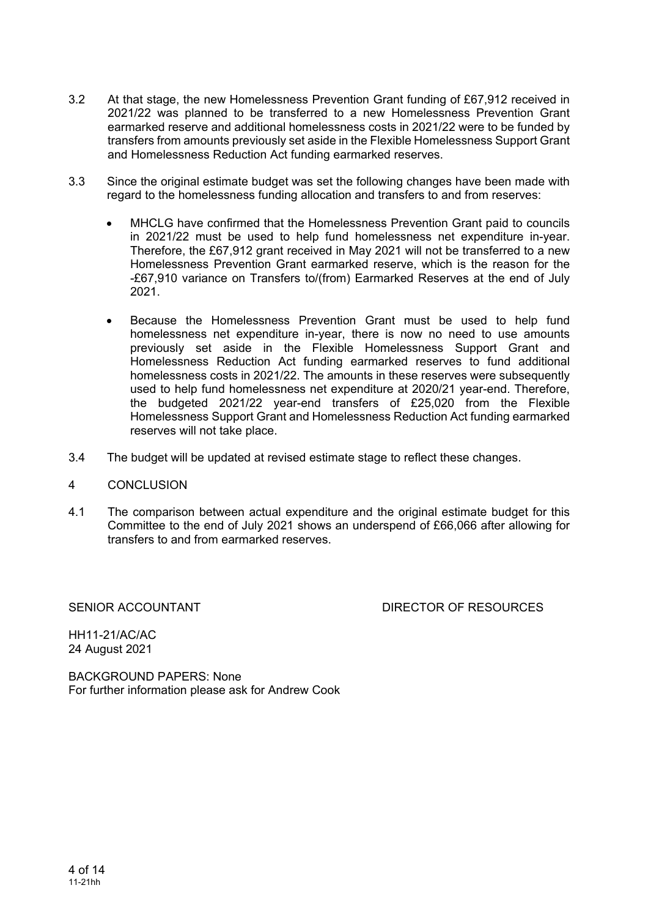3.2 At that stage, the new Homelessness Prevention Grant funding of £67,912 received in 2021/22 was planned to be transferred to a new Homelessness Prevention Grant earmarked reserve and additional homelessness costs in 2021/22 were to be funded by transfers from amounts previously set aside in the Flexible Homelessness Support Grant and Homelessness Reduction Act funding earmarked reserves.

3.3 Since the original estimate budget was set the following changes have been made with regard to the homelessness funding allocation and transfers to and from reserves:

- MHCLG have confirmed that the Homelessness Prevention Grant paid to councils in 2021/22 must be used to help fund homelessness net expenditure in-year. Therefore, the £67,912 grant received in May 2021 will not be transferred to a new Homelessness Prevention Grant earmarked reserve, which is the reason for the -£67,910 variance on Transfers to/(from) Earmarked Reserves at the end of July 2021.

- Because the Homelessness Prevention Grant must be used to help fund homelessness net expenditure in-year, there is now no need to use amounts previously set aside in the Flexible Homelessness Support Grant and Homelessness Reduction Act funding earmarked reserves to fund additional homelessness costs in 2021/22. The amounts in these reserves were subsequently used to help fund homelessness net expenditure at 2020/21 year-end. Therefore, the budgeted 2021/22 year-end transfers of £25,020 from the Flexible Homelessness Support Grant and Homelessness Reduction Act funding earmarked reserves will not take place.

3.4 The budget will be updated at revised estimate stage to reflect these changes.

## 4 CONCLUSION

4.1 The comparison between actual expenditure and the original estimate budget for this Committee to the end of July 2021 shows an underspend of £66,066 after allowing for transfers to and from earmarked reserves.

SENIOR ACCOUNTANT DIRECTOR OF RESOURCES

HH11-21/AC/AC
24 August 2021

BACKGROUND PAPERS: None
For further information please ask for Andrew Cook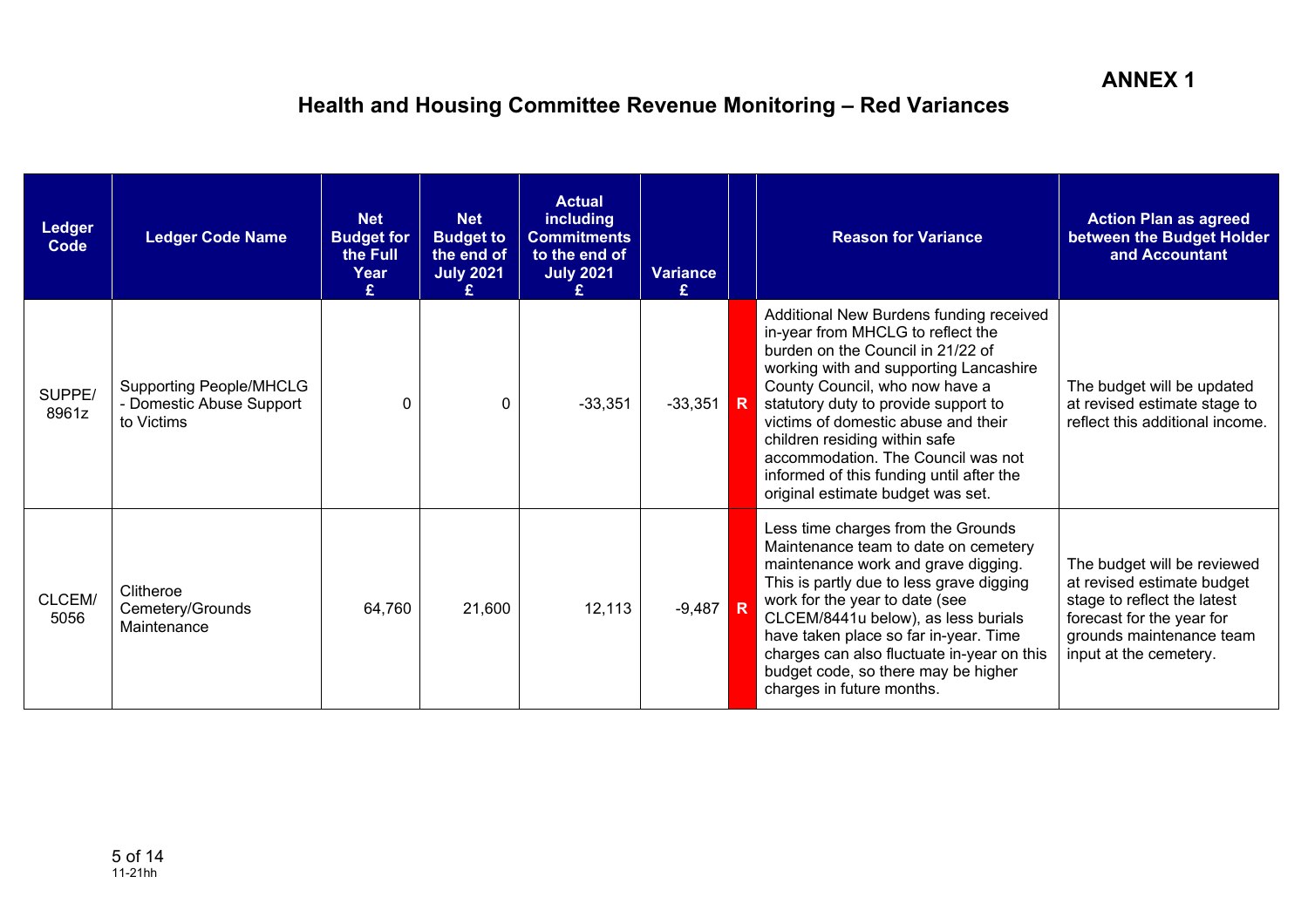**ANNEX 1**

## Health and Housing Committee Revenue Monitoring – Red Variances

| Ledger Code | Ledger Code Name | Net Budget for the Full Year £ | Net Budget to the end of July 2021 £ | Actual including Commitments to the end of July 2021 £ | Variance £ | | Reason for Variance | Action Plan as agreed between the Budget Holder and Accountant |
|---|---|---|---|---|---|---|---|---|
| SUPPE/ 8961z | Supporting People/MHCLG - Domestic Abuse Support to Victims | 0 | 0 | -33,351 | -33,351 | R | Additional New Burdens funding received in-year from MHCLG to reflect the burden on the Council in 21/22 of working with and supporting Lancashire County Council, who now have a statutory duty to provide support to victims of domestic abuse and their children residing within safe accommodation. The Council was not informed of this funding until after the original estimate budget was set. | The budget will be updated at revised estimate stage to reflect this additional income. |
| CLCEM/ 5056 | Clitheroe Cemetery/Grounds Maintenance | 64,760 | 21,600 | 12,113 | -9,487 | R | Less time charges from the Grounds Maintenance team to date on cemetery maintenance work and grave digging. This is partly due to less grave digging work for the year to date (see CLCEM/8441u below), as less burials have taken place so far in-year. Time charges can also fluctuate in-year on this budget code, so there may be higher charges in future months. | The budget will be reviewed at revised estimate budget stage to reflect the latest forecast for the year for grounds maintenance team input at the cemetery. |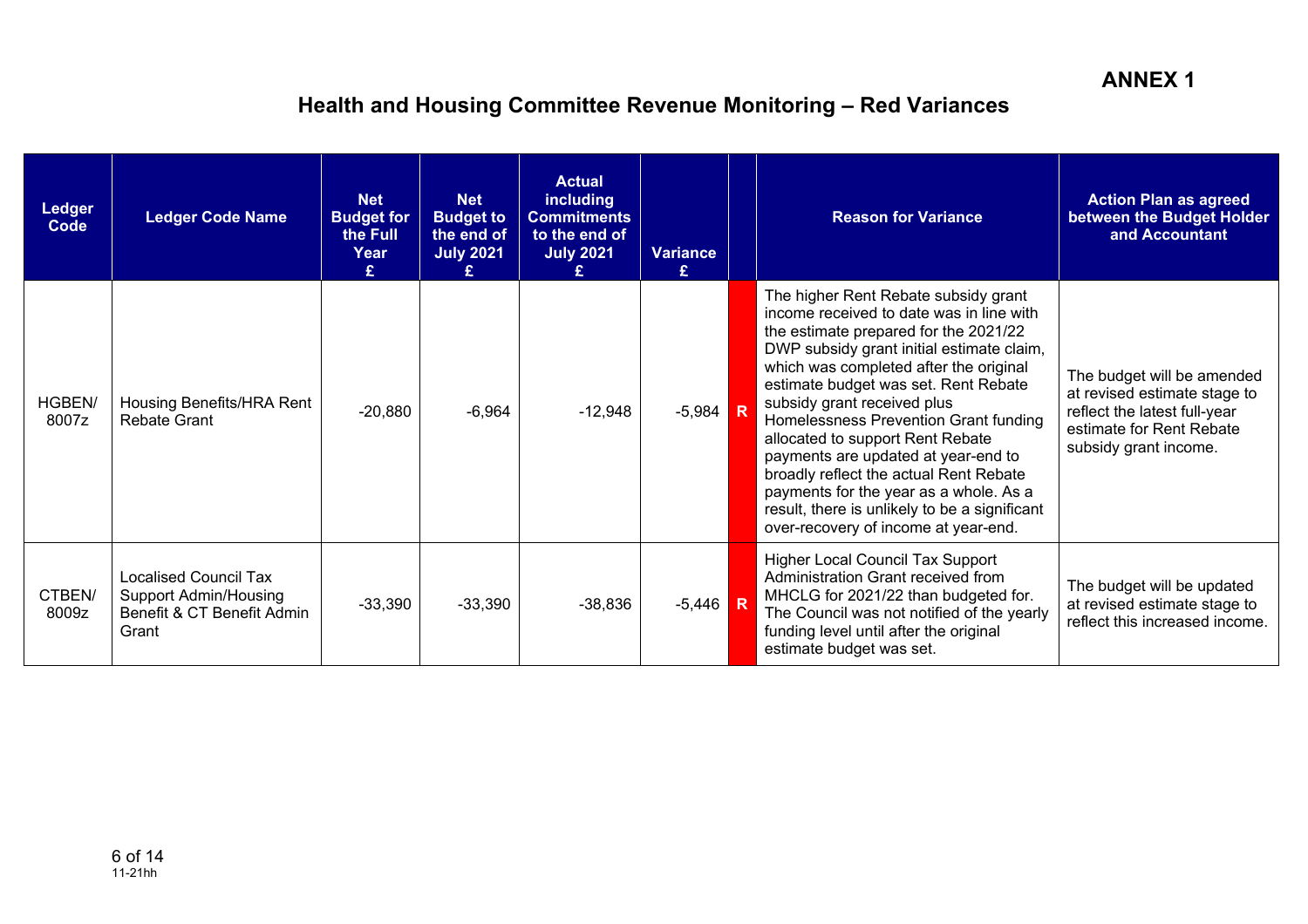**ANNEX 1**

# Health and Housing Committee Revenue Monitoring – Red Variances

| Ledger Code | Ledger Code Name | Net Budget for the Full Year £ | Net Budget to the end of July 2021 £ | Actual including Commitments to the end of July 2021 £ | Variance £ | | Reason for Variance | Action Plan as agreed between the Budget Holder and Accountant |
|---|---|---|---|---|---|---|---|---|
| HGBEN/ 8007z | Housing Benefits/HRA Rent Rebate Grant | -20,880 | -6,964 | -12,948 | -5,984 | R | The higher Rent Rebate subsidy grant income received to date was in line with the estimate prepared for the 2021/22 DWP subsidy grant initial estimate claim, which was completed after the original estimate budget was set. Rent Rebate subsidy grant received plus Homelessness Prevention Grant funding allocated to support Rent Rebate payments are updated at year-end to broadly reflect the actual Rent Rebate payments for the year as a whole. As a result, there is unlikely to be a significant over-recovery of income at year-end. | The budget will be amended at revised estimate stage to reflect the latest full-year estimate for Rent Rebate subsidy grant income. |
| CTBEN/ 8009z | Localised Council Tax Support Admin/Housing Benefit & CT Benefit Admin Grant | -33,390 | -33,390 | -38,836 | -5,446 | R | Higher Local Council Tax Support Administration Grant received from MHCLG for 2021/22 than budgeted for. The Council was not notified of the yearly funding level until after the original estimate budget was set. | The budget will be updated at revised estimate stage to reflect this increased income. |

11-21hh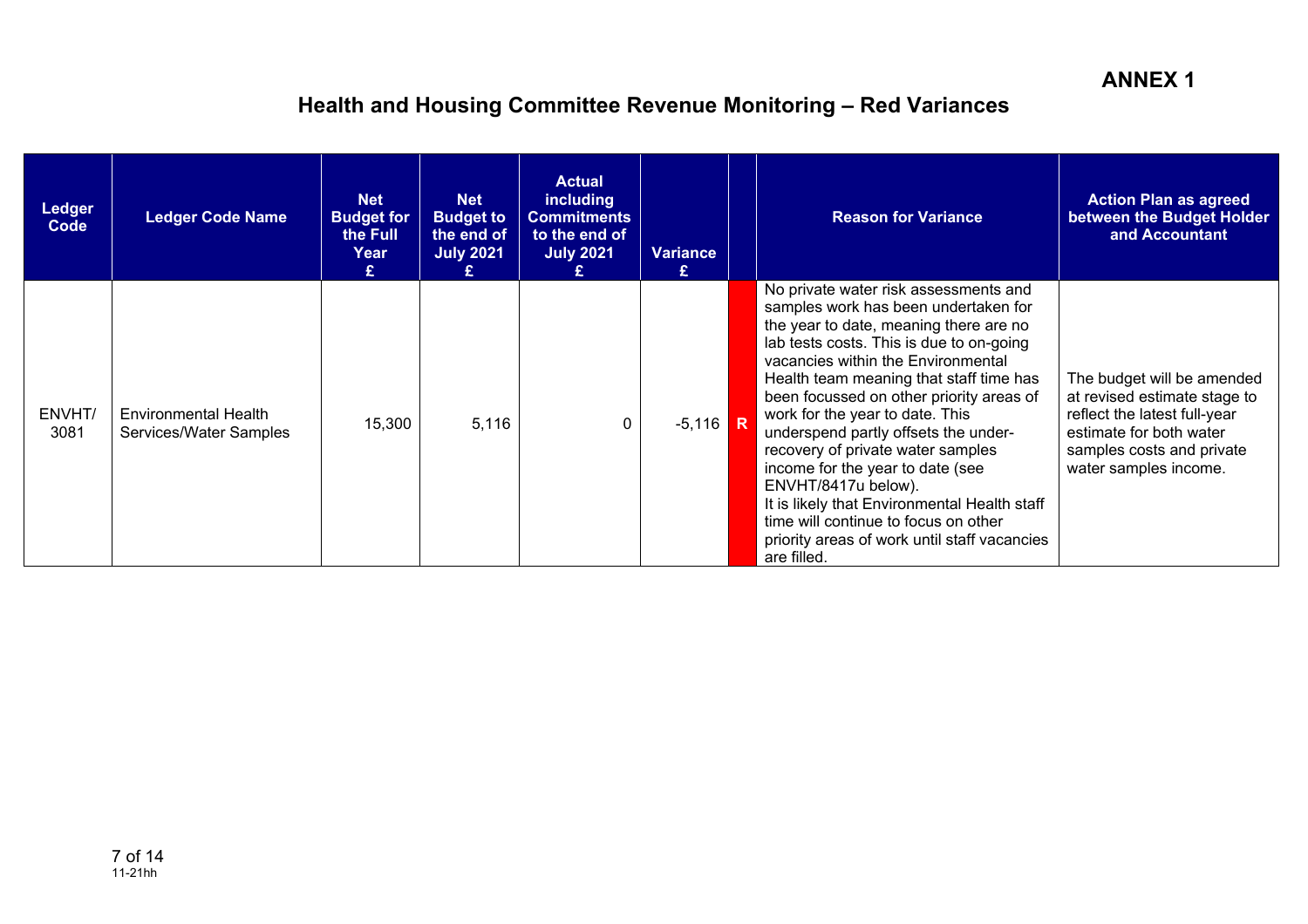**ANNEX 1**

# Health and Housing Committee Revenue Monitoring – Red Variances

| Ledger Code | Ledger Code Name | Net Budget for the Full Year £ | Net Budget to the end of July 2021 £ | Actual including Commitments to the end of July 2021 £ | Variance £ | | Reason for Variance | Action Plan as agreed between the Budget Holder and Accountant |
|---|---|---|---|---|---|---|---|---|
| ENVHT/ 3081 | Environmental Health Services/Water Samples | 15,300 | 5,116 | 0 | -5,116 | R | No private water risk assessments and samples work has been undertaken for the year to date, meaning there are no lab tests costs. This is due to on-going vacancies within the Environmental Health team meaning that staff time has been focussed on other priority areas of work for the year to date. This underspend partly offsets the under-recovery of private water samples income for the year to date (see ENVHT/8417u below). It is likely that Environmental Health staff time will continue to focus on other priority areas of work until staff vacancies are filled. | The budget will be amended at revised estimate stage to reflect the latest full-year estimate for both water samples costs and private water samples income. |

11-21hh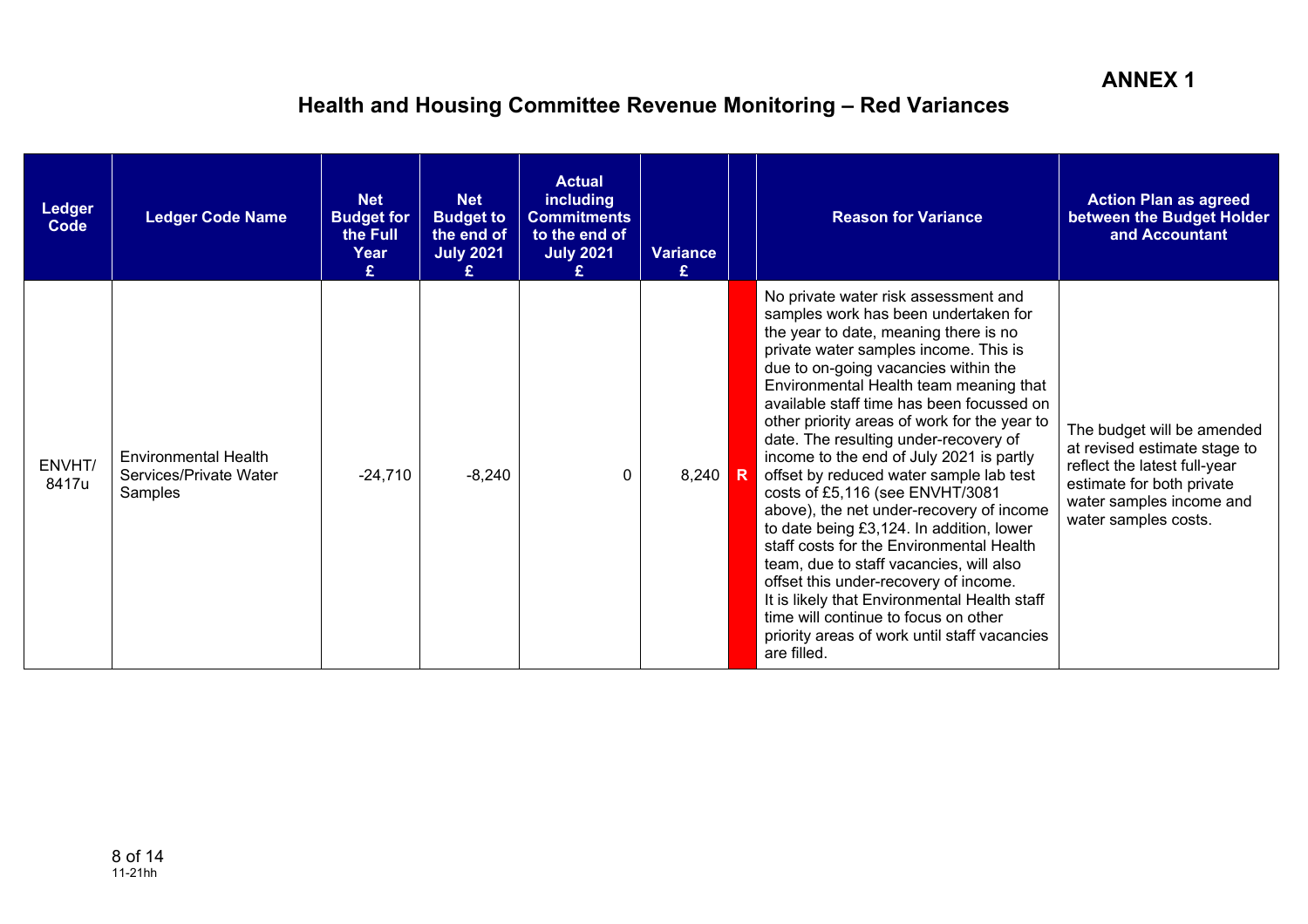**ANNEX 1**

## Health and Housing Committee Revenue Monitoring – Red Variances

| Ledger Code | Ledger Code Name | Net Budget for the Full Year £ | Net Budget to the end of July 2021 £ | Actual including Commitments to the end of July 2021 £ | Variance £ | | Reason for Variance | Action Plan as agreed between the Budget Holder and Accountant |
|---|---|---|---|---|---|---|---|---|
| ENVHT/ 8417u | Environmental Health Services/Private Water Samples | -24,710 | -8,240 | 0 | 8,240 | R | No private water risk assessment and samples work has been undertaken for the year to date, meaning there is no private water samples income. This is due to on-going vacancies within the Environmental Health team meaning that available staff time has been focussed on other priority areas of work for the year to date. The resulting under-recovery of income to the end of July 2021 is partly offset by reduced water sample lab test costs of £5,116 (see ENVHT/3081 above), the net under-recovery of income to date being £3,124. In addition, lower staff costs for the Environmental Health team, due to staff vacancies, will also offset this under-recovery of income. It is likely that Environmental Health staff time will continue to focus on other priority areas of work until staff vacancies are filled. | The budget will be amended at revised estimate stage to reflect the latest full-year estimate for both private water samples income and water samples costs. |

11-21hh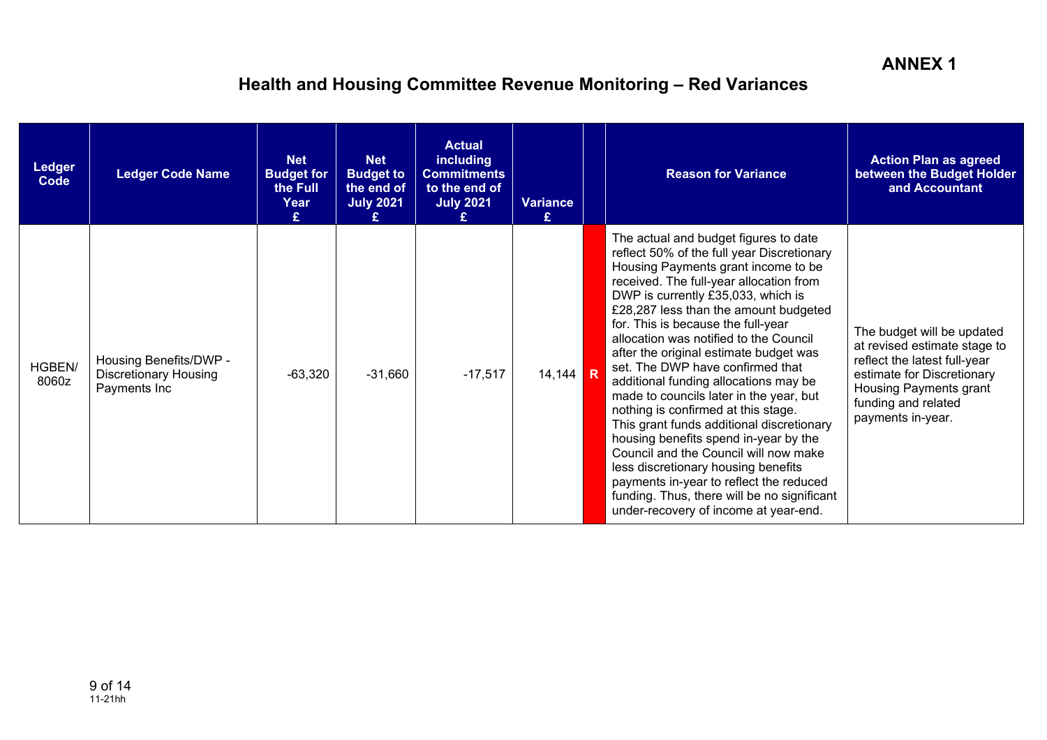**ANNEX 1**

# Health and Housing Committee Revenue Monitoring – Red Variances

| Ledger Code | Ledger Code Name | Net Budget for the Full Year £ | Net Budget to the end of July 2021 £ | Actual including Commitments to the end of July 2021 £ | Variance £ | | Reason for Variance | Action Plan as agreed between the Budget Holder and Accountant |
|---|---|---|---|---|---|---|---|---|
| HGBEN/ 8060z | Housing Benefits/DWP - Discretionary Housing Payments Inc | -63,320 | -31,660 | -17,517 | 14,144 | R | The actual and budget figures to date reflect 50% of the full year Discretionary Housing Payments grant income to be received. The full-year allocation from DWP is currently £35,033, which is £28,287 less than the amount budgeted for. This is because the full-year allocation was notified to the Council after the original estimate budget was set. The DWP have confirmed that additional funding allocations may be made to councils later in the year, but nothing is confirmed at this stage. This grant funds additional discretionary housing benefits spend in-year by the Council and the Council will now make less discretionary housing benefits payments in-year to reflect the reduced funding. Thus, there will be no significant under-recovery of income at year-end. | The budget will be updated at revised estimate stage to reflect the latest full-year estimate for Discretionary Housing Payments grant funding and related payments in-year. |

11-21hh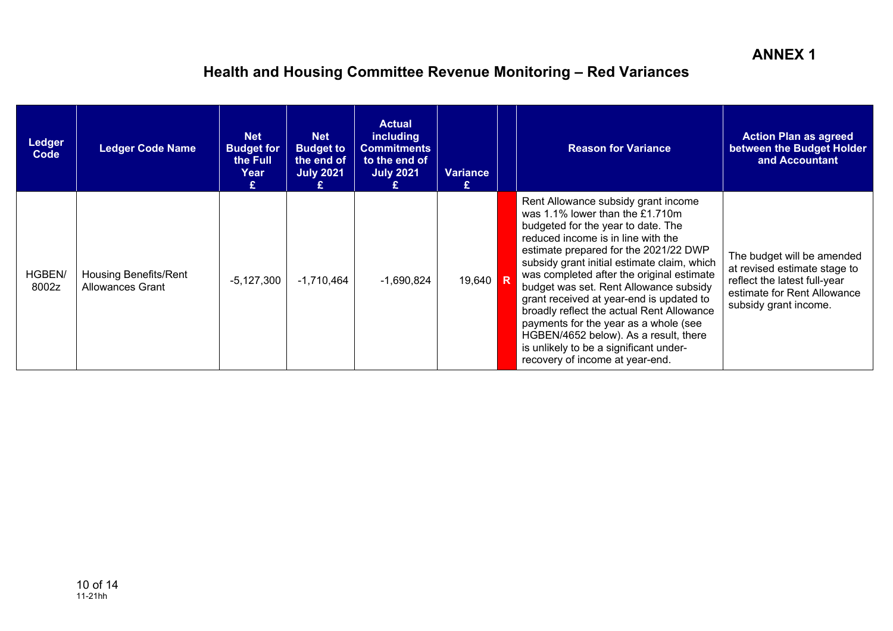**ANNEX 1**

# Health and Housing Committee Revenue Monitoring – Red Variances

| Ledger Code | Ledger Code Name | Net Budget for the Full Year £ | Net Budget to the end of July 2021 £ | Actual including Commitments to the end of July 2021 £ | Variance £ | | Reason for Variance | Action Plan as agreed between the Budget Holder and Accountant |
|---|---|---|---|---|---|---|---|---|
| HGBEN/ 8002z | Housing Benefits/Rent Allowances Grant | -5,127,300 | -1,710,464 | -1,690,824 | 19,640 | R | Rent Allowance subsidy grant income was 1.1% lower than the £1.710m budgeted for the year to date. The reduced income is in line with the estimate prepared for the 2021/22 DWP subsidy grant initial estimate claim, which was completed after the original estimate budget was set. Rent Allowance subsidy grant received at year-end is updated to broadly reflect the actual Rent Allowance payments for the year as a whole (see HGBEN/4652 below). As a result, there is unlikely to be a significant under-recovery of income at year-end. | The budget will be amended at revised estimate stage to reflect the latest full-year estimate for Rent Allowance subsidy grant income. |

11-21hh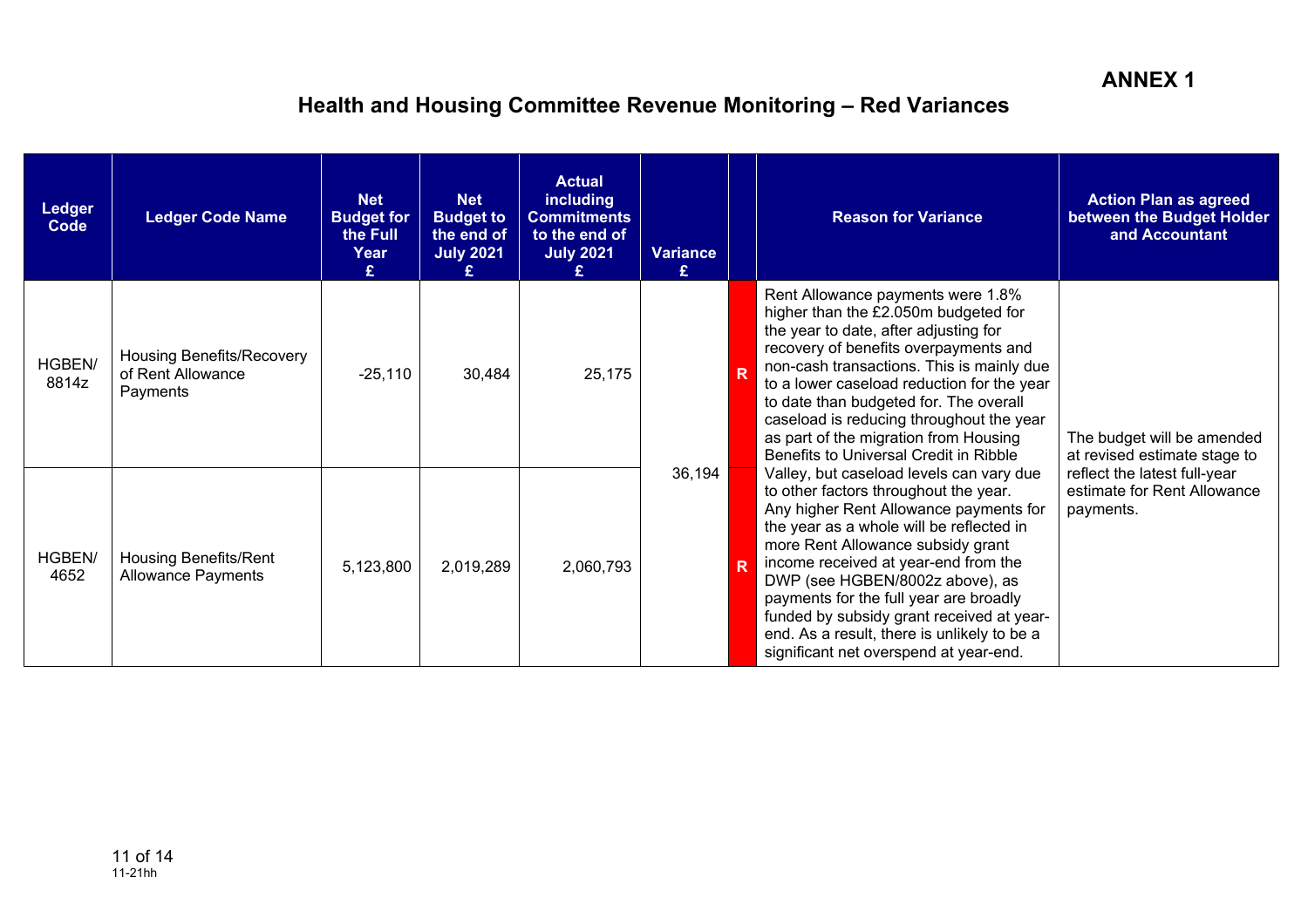# ANNEX 1

## Health and Housing Committee Revenue Monitoring – Red Variances

| Ledger Code | Ledger Code Name | Net Budget for the Full Year £ | Net Budget to the end of July 2021 £ | Actual including Commitments to the end of July 2021 £ | Variance £ | | Reason for Variance | Action Plan as agreed between the Budget Holder and Accountant |
|---|---|---|---|---|---|---|---|---|
| HGBEN/ 8814z | Housing Benefits/Recovery of Rent Allowance Payments | -25,110 | 30,484 | 25,175 | 36,194 | R | Rent Allowance payments were 1.8% higher than the £2.050m budgeted for the year to date, after adjusting for recovery of benefits overpayments and non-cash transactions. This is mainly due to a lower caseload reduction for the year to date than budgeted for. The overall caseload is reducing throughout the year as part of the migration from Housing Benefits to Universal Credit in Ribble Valley, but caseload levels can vary due to other factors throughout the year. Any higher Rent Allowance payments for the year as a whole will be reflected in more Rent Allowance subsidy grant income received at year-end from the DWP (see HGBEN/8002z above), as payments for the full year are broadly funded by subsidy grant received at year-end. As a result, there is unlikely to be a significant net overspend at year-end. | The budget will be amended at revised estimate stage to reflect the latest full-year estimate for Rent Allowance payments. |
| HGBEN/ 4652 | Housing Benefits/Rent Allowance Payments | 5,123,800 | 2,019,289 | 2,060,793 | | R | | |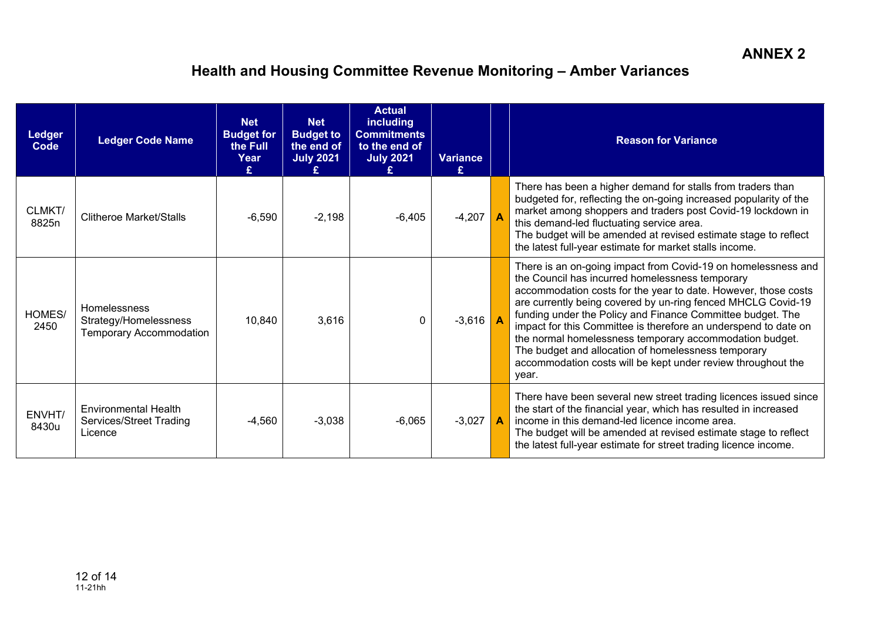**ANNEX 2**

# Health and Housing Committee Revenue Monitoring – Amber Variances

| Ledger Code | Ledger Code Name | Net Budget for the Full Year £ | Net Budget to the end of July 2021 £ | Actual including Commitments to the end of July 2021 £ | Variance £ | | Reason for Variance |
|---|---|---|---|---|---|---|---|
| CLMKT/ 8825n | Clitheroe Market/Stalls | -6,590 | -2,198 | -6,405 | -4,207 | A | There has been a higher demand for stalls from traders than budgeted for, reflecting the on-going increased popularity of the market among shoppers and traders post Covid-19 lockdown in this demand-led fluctuating service area. The budget will be amended at revised estimate stage to reflect the latest full-year estimate for market stalls income. |
| HOMES/ 2450 | Homelessness Strategy/Homelessness Temporary Accommodation | 10,840 | 3,616 | 0 | -3,616 | A | There is an on-going impact from Covid-19 on homelessness and the Council has incurred homelessness temporary accommodation costs for the year to date. However, those costs are currently being covered by un-ring fenced MHCLG Covid-19 funding under the Policy and Finance Committee budget. The impact for this Committee is therefore an underspend to date on the normal homelessness temporary accommodation budget. The budget and allocation of homelessness temporary accommodation costs will be kept under review throughout the year. |
| ENVHT/ 8430u | Environmental Health Services/Street Trading Licence | -4,560 | -3,038 | -6,065 | -3,027 | A | There have been several new street trading licences issued since the start of the financial year, which has resulted in increased income in this demand-led licence income area. The budget will be amended at revised estimate stage to reflect the latest full-year estimate for street trading licence income. |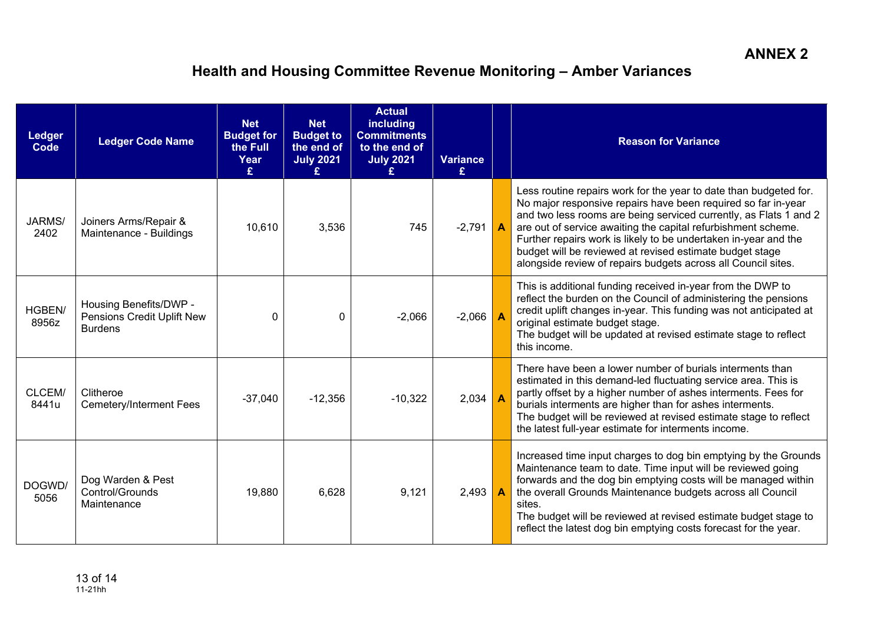**ANNEX 2**

# Health and Housing Committee Revenue Monitoring – Amber Variances

| Ledger Code | Ledger Code Name | Net Budget for the Full Year £ | Net Budget to the end of July 2021 £ | Actual including Commitments to the end of July 2021 £ | Variance £ | | Reason for Variance |
|---|---|---|---|---|---|---|---|
| JARMS/ 2402 | Joiners Arms/Repair & Maintenance - Buildings | 10,610 | 3,536 | 745 | -2,791 | A | Less routine repairs work for the year to date than budgeted for. No major responsive repairs have been required so far in-year and two less rooms are being serviced currently, as Flats 1 and 2 are out of service awaiting the capital refurbishment scheme. Further repairs work is likely to be undertaken in-year and the budget will be reviewed at revised estimate budget stage alongside review of repairs budgets across all Council sites. |
| HGBEN/ 8956z | Housing Benefits/DWP - Pensions Credit Uplift New Burdens | 0 | 0 | -2,066 | -2,066 | A | This is additional funding received in-year from the DWP to reflect the burden on the Council of administering the pensions credit uplift changes in-year. This funding was not anticipated at original estimate budget stage. The budget will be updated at revised estimate stage to reflect this income. |
| CLCEM/ 8441u | Clitheroe Cemetery/Interment Fees | -37,040 | -12,356 | -10,322 | 2,034 | A | There have been a lower number of burials interments than estimated in this demand-led fluctuating service area. This is partly offset by a higher number of ashes interments. Fees for burials interments are higher than for ashes interments. The budget will be reviewed at revised estimate stage to reflect the latest full-year estimate for interments income. |
| DOGWD/ 5056 | Dog Warden & Pest Control/Grounds Maintenance | 19,880 | 6,628 | 9,121 | 2,493 | A | Increased time input charges to dog bin emptying by the Grounds Maintenance team to date. Time input will be reviewed going forwards and the dog bin emptying costs will be managed within the overall Grounds Maintenance budgets across all Council sites. The budget will be reviewed at revised estimate budget stage to reflect the latest dog bin emptying costs forecast for the year. |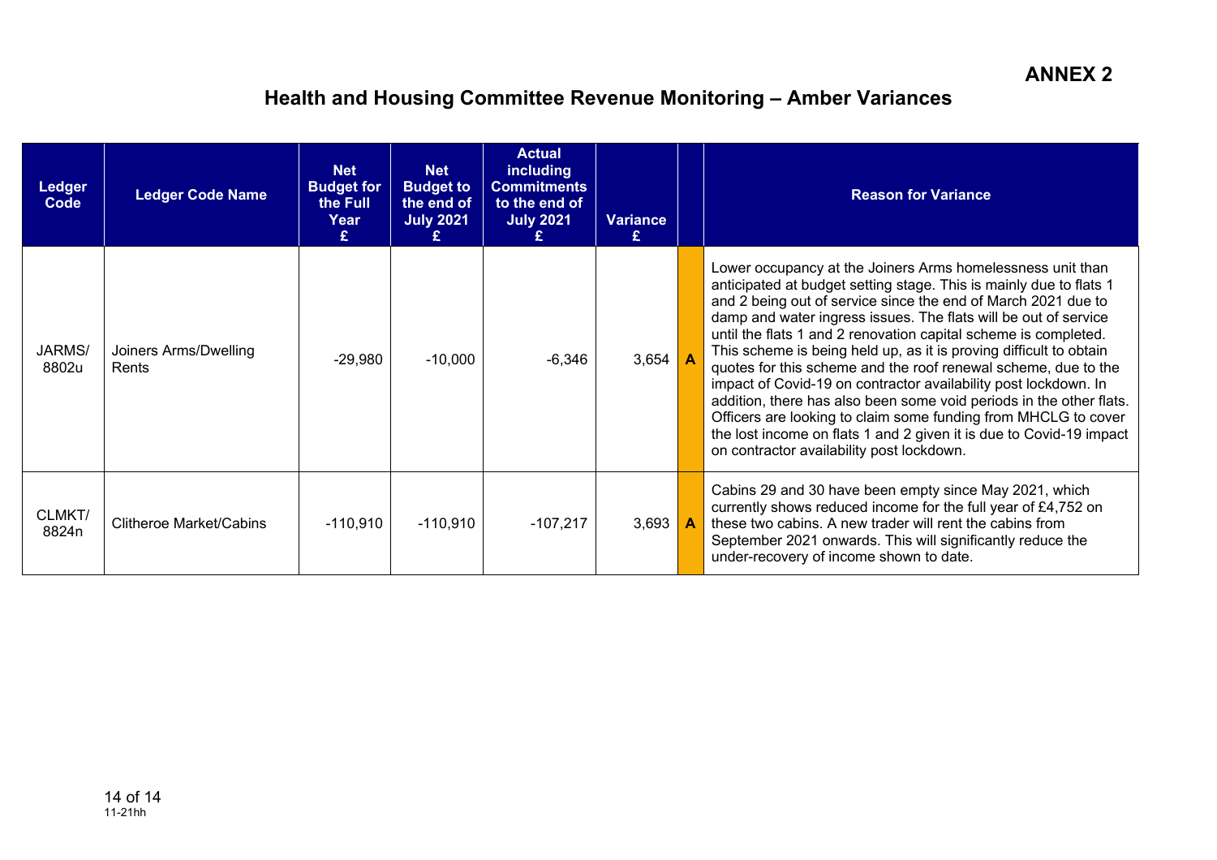**ANNEX 2**

# Health and Housing Committee Revenue Monitoring – Amber Variances

| Ledger Code | Ledger Code Name | Net Budget for the Full Year £ | Net Budget to the end of July 2021 £ | Actual including Commitments to the end of July 2021 £ | Variance £ | | Reason for Variance |
|---|---|---|---|---|---|---|---|
| JARMS/ 8802u | Joiners Arms/Dwelling Rents | -29,980 | -10,000 | -6,346 | 3,654 | A | Lower occupancy at the Joiners Arms homelessness unit than anticipated at budget setting stage. This is mainly due to flats 1 and 2 being out of service since the end of March 2021 due to damp and water ingress issues. The flats will be out of service until the flats 1 and 2 renovation capital scheme is completed. This scheme is being held up, as it is proving difficult to obtain quotes for this scheme and the roof renewal scheme, due to the impact of Covid-19 on contractor availability post lockdown. In addition, there has also been some void periods in the other flats. Officers are looking to claim some funding from MHCLG to cover the lost income on flats 1 and 2 given it is due to Covid-19 impact on contractor availability post lockdown. |
| CLMKT/ 8824n | Clitheroe Market/Cabins | -110,910 | -110,910 | -107,217 | 3,693 | A | Cabins 29 and 30 have been empty since May 2021, which currently shows reduced income for the full year of £4,752 on these two cabins. A new trader will rent the cabins from September 2021 onwards. This will significantly reduce the under-recovery of income shown to date. |

11-21hh